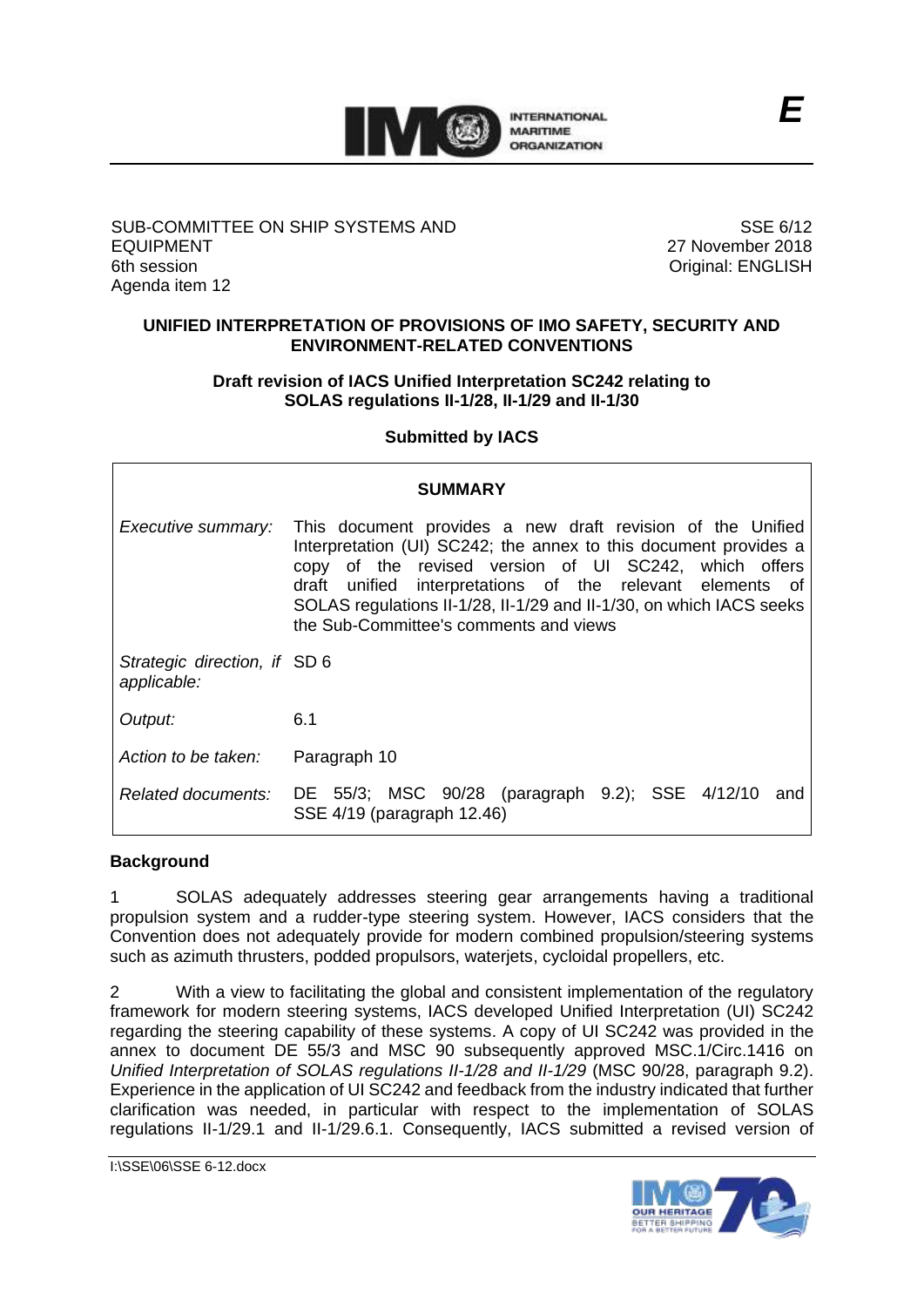E

SUB-COMMITTEE ON SHIP SYSTEMS AND EQUIPMENT
6th session
Agenda item 12

SSE 6/12
27 November 2018
Original: ENGLISH

**UNIFIED INTERPRETATION OF PROVISIONS OF IMO SAFETY, SECURITY AND ENVIRONMENT-RELATED CONVENTIONS**

**Draft revision of IACS Unified Interpretation SC242 relating to SOLAS regulations II-1/28, II-1/29 and II-1/30**

**Submitted by IACS**

| **SUMMARY** | |
|---|---|
| *Executive summary:* | This document provides a new draft revision of the Unified Interpretation (UI) SC242; the annex to this document provides a copy of the revised version of UI SC242, which offers draft unified interpretations of the relevant elements of SOLAS regulations II-1/28, II-1/29 and II-1/30, on which IACS seeks the Sub-Committee's comments and views |
| *Strategic direction, if applicable:* | SD 6 |
| *Output:* | 6.1 |
| *Action to be taken:* | Paragraph 10 |
| *Related documents:* | DE 55/3; MSC 90/28 (paragraph 9.2); SSE 4/12/10 and SSE 4/19 (paragraph 12.46) |

**Background**

1 SOLAS adequately addresses steering gear arrangements having a traditional propulsion system and a rudder-type steering system. However, IACS considers that the Convention does not adequately provide for modern combined propulsion/steering systems such as azimuth thrusters, podded propulsors, waterjets, cycloidal propellers, etc.

2 With a view to facilitating the global and consistent implementation of the regulatory framework for modern steering systems, IACS developed Unified Interpretation (UI) SC242 regarding the steering capability of these systems. A copy of UI SC242 was provided in the annex to document DE 55/3 and MSC 90 subsequently approved MSC.1/Circ.1416 on *Unified Interpretation of SOLAS regulations II-1/28 and II-1/29* (MSC 90/28, paragraph 9.2). Experience in the application of UI SC242 and feedback from the industry indicated that further clarification was needed, in particular with respect to the implementation of SOLAS regulations II-1/29.1 and II-1/29.6.1. Consequently, IACS submitted a revised version of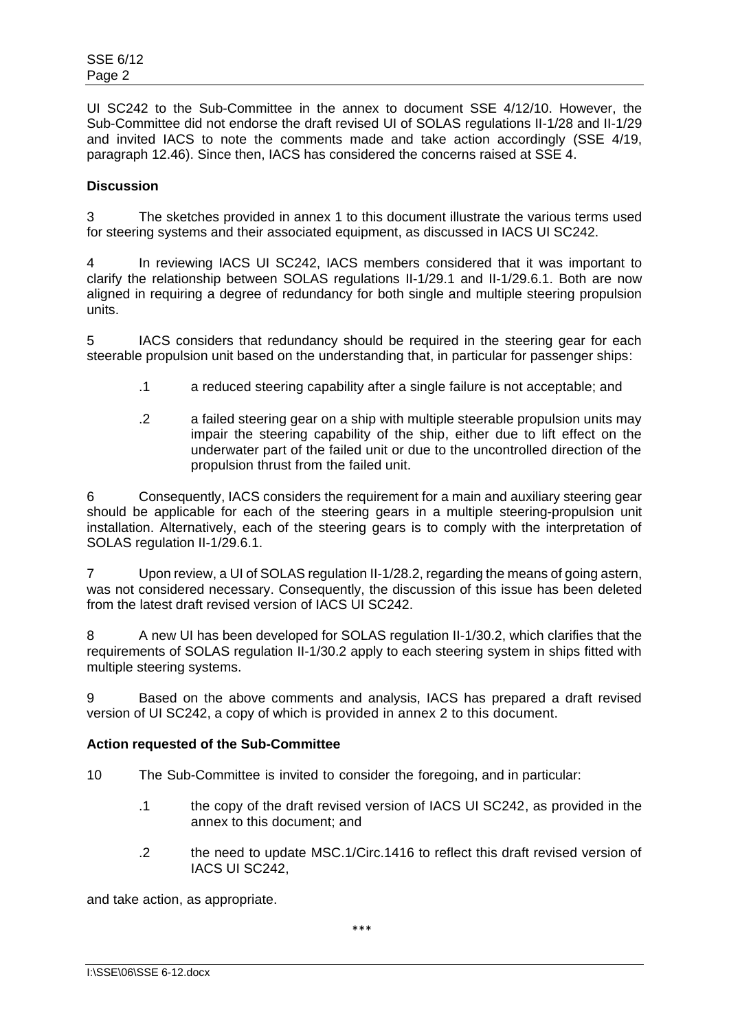UI SC242 to the Sub-Committee in the annex to document SSE 4/12/10. However, the Sub-Committee did not endorse the draft revised UI of SOLAS regulations II-1/28 and II-1/29 and invited IACS to note the comments made and take action accordingly (SSE 4/19, paragraph 12.46). Since then, IACS has considered the concerns raised at SSE 4.

**Discussion**

3 The sketches provided in annex 1 to this document illustrate the various terms used for steering systems and their associated equipment, as discussed in IACS UI SC242.

4 In reviewing IACS UI SC242, IACS members considered that it was important to clarify the relationship between SOLAS regulations II-1/29.1 and II-1/29.6.1. Both are now aligned in requiring a degree of redundancy for both single and multiple steering propulsion units.

5 IACS considers that redundancy should be required in the steering gear for each steerable propulsion unit based on the understanding that, in particular for passenger ships:

.1 a reduced steering capability after a single failure is not acceptable; and

.2 a failed steering gear on a ship with multiple steerable propulsion units may impair the steering capability of the ship, either due to lift effect on the underwater part of the failed unit or due to the uncontrolled direction of the propulsion thrust from the failed unit.

6 Consequently, IACS considers the requirement for a main and auxiliary steering gear should be applicable for each of the steering gears in a multiple steering-propulsion unit installation. Alternatively, each of the steering gears is to comply with the interpretation of SOLAS regulation II-1/29.6.1.

7 Upon review, a UI of SOLAS regulation II-1/28.2, regarding the means of going astern, was not considered necessary. Consequently, the discussion of this issue has been deleted from the latest draft revised version of IACS UI SC242.

8 A new UI has been developed for SOLAS regulation II-1/30.2, which clarifies that the requirements of SOLAS regulation II-1/30.2 apply to each steering system in ships fitted with multiple steering systems.

9 Based on the above comments and analysis, IACS has prepared a draft revised version of UI SC242, a copy of which is provided in annex 2 to this document.

**Action requested of the Sub-Committee**

10 The Sub-Committee is invited to consider the foregoing, and in particular:

.1 the copy of the draft revised version of IACS UI SC242, as provided in the annex to this document; and

.2 the need to update MSC.1/Circ.1416 to reflect this draft revised version of IACS UI SC242,

and take action, as appropriate.

***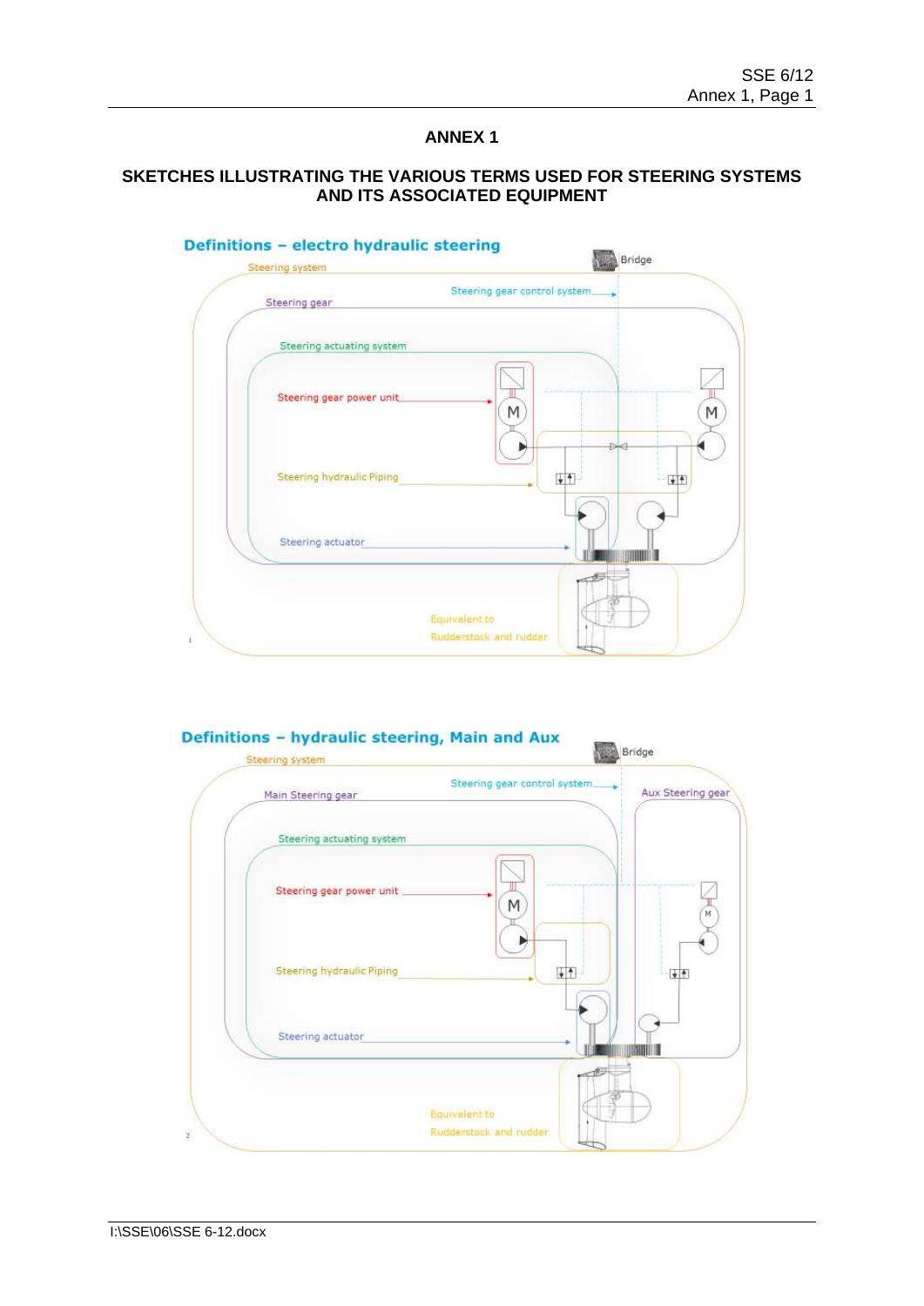# ANNEX 1

## SKETCHES ILLUSTRATING THE VARIOUS TERMS USED FOR STEERING SYSTEMS AND ITS ASSOCIATED EQUIPMENT

**Definitions – electro hydraulic steering**

Steering system

Bridge

Steering gear control system

Steering gear

Steering actuating system

Steering gear power unit

Steering hydraulic Piping

Steering actuator

Equivalent to Rudderstock and rudder

1

**Definitions – hydraulic steering, Main and Aux**

Steering system

Bridge

Steering gear control system

Main Steering gear

Aux Steering gear

Steering actuating system

Steering gear power unit

Steering hydraulic Piping

Steering actuator

Equivalent to Rudderstock and rudder

2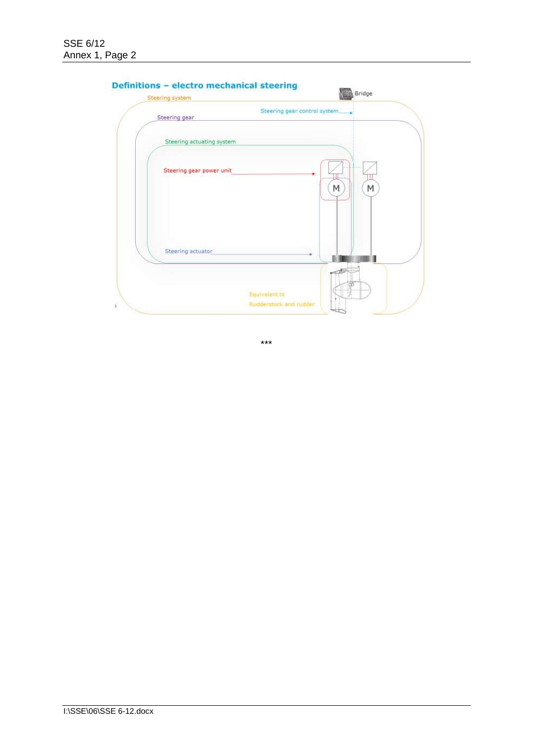## Definitions – electro mechanical steering

Steering system

Bridge

Steering gear control system

Steering gear

Steering actuating system

Steering gear power unit

Steering actuator

Equivalent to

Rudderstock and rudder

***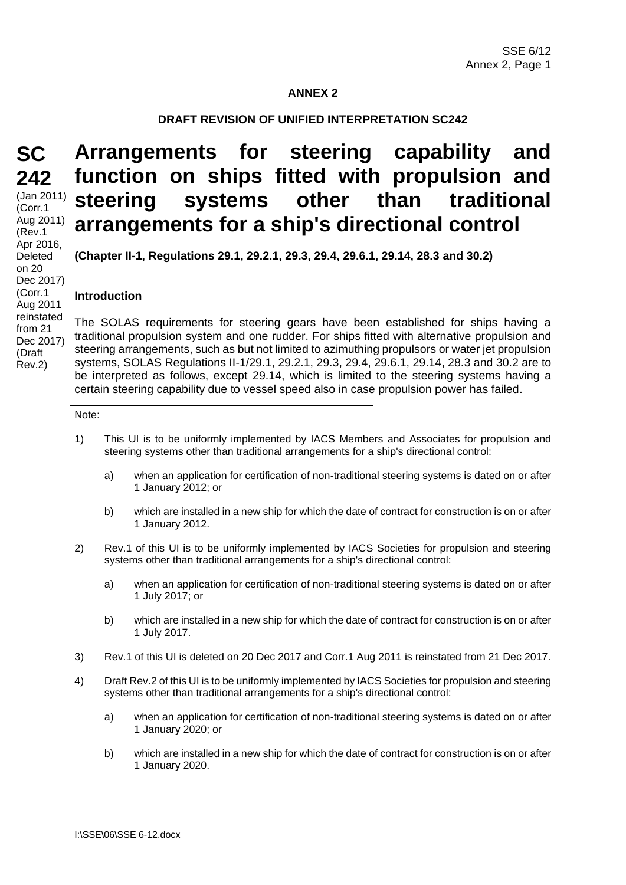## ANNEX 2

### DRAFT REVISION OF UNIFIED INTERPRETATION SC242

**SC 242**

(Jan 2011) (Corr.1 Aug 2011) (Rev.1 Apr 2016, Deleted on 20 Dec 2017) (Corr.1 Aug 2011 reinstated from 21 Dec 2017) (Draft Rev.2)

# Arrangements for steering capability and function on ships fitted with propulsion and steering systems other than traditional arrangements for a ship's directional control

**(Chapter II-1, Regulations 29.1, 29.2.1, 29.3, 29.4, 29.6.1, 29.14, 28.3 and 30.2)**

**Introduction**

The SOLAS requirements for steering gears have been established for ships having a traditional propulsion system and one rudder. For ships fitted with alternative propulsion and steering arrangements, such as but not limited to azimuthing propulsors or water jet propulsion systems, SOLAS Regulations II-1/29.1, 29.2.1, 29.3, 29.4, 29.6.1, 29.14, 28.3 and 30.2 are to be interpreted as follows, except 29.14, which is limited to the steering systems having a certain steering capability due to vessel speed also in case propulsion power has failed.

---

Note:

1) This UI is to be uniformly implemented by IACS Members and Associates for propulsion and steering systems other than traditional arrangements for a ship's directional control:

   a) when an application for certification of non-traditional steering systems is dated on or after 1 January 2012; or

   b) which are installed in a new ship for which the date of contract for construction is on or after 1 January 2012.

2) Rev.1 of this UI is to be uniformly implemented by IACS Societies for propulsion and steering systems other than traditional arrangements for a ship's directional control:

   a) when an application for certification of non-traditional steering systems is dated on or after 1 July 2017; or

   b) which are installed in a new ship for which the date of contract for construction is on or after 1 July 2017.

3) Rev.1 of this UI is deleted on 20 Dec 2017 and Corr.1 Aug 2011 is reinstated from 21 Dec 2017.

4) Draft Rev.2 of this UI is to be uniformly implemented by IACS Societies for propulsion and steering systems other than traditional arrangements for a ship's directional control:

   a) when an application for certification of non-traditional steering systems is dated on or after 1 January 2020; or

   b) which are installed in a new ship for which the date of contract for construction is on or after 1 January 2020.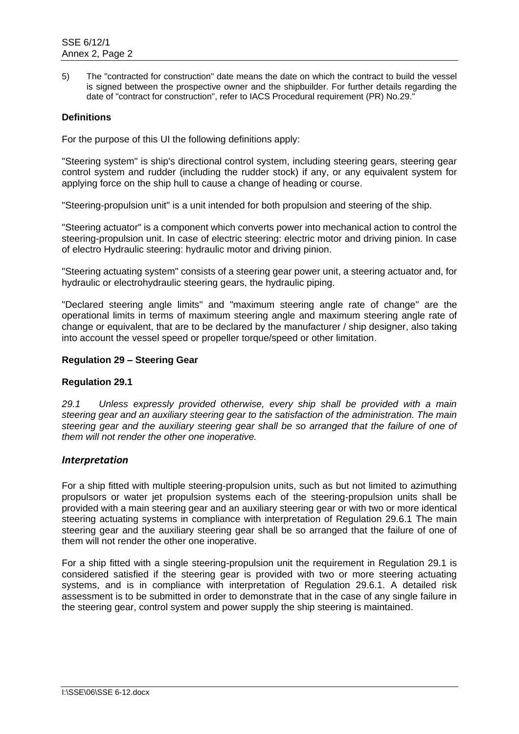5) The "contracted for construction" date means the date on which the contract to build the vessel is signed between the prospective owner and the shipbuilder. For further details regarding the date of "contract for construction", refer to IACS Procedural requirement (PR) No.29."

**Definitions**

For the purpose of this UI the following definitions apply:

"Steering system" is ship's directional control system, including steering gears, steering gear control system and rudder (including the rudder stock) if any, or any equivalent system for applying force on the ship hull to cause a change of heading or course.

"Steering-propulsion unit" is a unit intended for both propulsion and steering of the ship.

"Steering actuator" is a component which converts power into mechanical action to control the steering-propulsion unit. In case of electric steering: electric motor and driving pinion. In case of electro Hydraulic steering: hydraulic motor and driving pinion.

"Steering actuating system" consists of a steering gear power unit, a steering actuator and, for hydraulic or electrohydraulic steering gears, the hydraulic piping.

"Declared steering angle limits" and "maximum steering angle rate of change" are the operational limits in terms of maximum steering angle and maximum steering angle rate of change or equivalent, that are to be declared by the manufacturer / ship designer, also taking into account the vessel speed or propeller torque/speed or other limitation.

**Regulation 29 – Steering Gear**

**Regulation 29.1**

*29.1 Unless expressly provided otherwise, every ship shall be provided with a main steering gear and an auxiliary steering gear to the satisfaction of the administration. The main steering gear and the auxiliary steering gear shall be so arranged that the failure of one of them will not render the other one inoperative.*

***Interpretation***

For a ship fitted with multiple steering-propulsion units, such as but not limited to azimuthing propulsors or water jet propulsion systems each of the steering-propulsion units shall be provided with a main steering gear and an auxiliary steering gear or with two or more identical steering actuating systems in compliance with interpretation of Regulation 29.6.1 The main steering gear and the auxiliary steering gear shall be so arranged that the failure of one of them will not render the other one inoperative.

For a ship fitted with a single steering-propulsion unit the requirement in Regulation 29.1 is considered satisfied if the steering gear is provided with two or more steering actuating systems, and is in compliance with interpretation of Regulation 29.6.1. A detailed risk assessment is to be submitted in order to demonstrate that in the case of any single failure in the steering gear, control system and power supply the ship steering is maintained.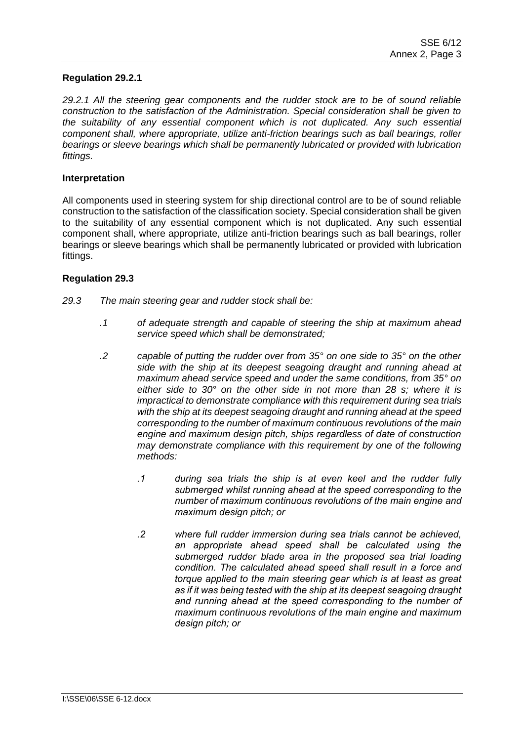**Regulation 29.2.1**

*29.2.1 All the steering gear components and the rudder stock are to be of sound reliable construction to the satisfaction of the Administration. Special consideration shall be given to the suitability of any essential component which is not duplicated. Any such essential component shall, where appropriate, utilize anti-friction bearings such as ball bearings, roller bearings or sleeve bearings which shall be permanently lubricated or provided with lubrication fittings.*

**Interpretation**

All components used in steering system for ship directional control are to be of sound reliable construction to the satisfaction of the classification society. Special consideration shall be given to the suitability of any essential component which is not duplicated. Any such essential component shall, where appropriate, utilize anti-friction bearings such as ball bearings, roller bearings or sleeve bearings which shall be permanently lubricated or provided with lubrication fittings.

**Regulation 29.3**

*29.3 The main steering gear and rudder stock shall be:*

- *.1 of adequate strength and capable of steering the ship at maximum ahead service speed which shall be demonstrated;*

- *.2 capable of putting the rudder over from 35° on one side to 35° on the other side with the ship at its deepest seagoing draught and running ahead at maximum ahead service speed and under the same conditions, from 35° on either side to 30° on the other side in not more than 28 s; where it is impractical to demonstrate compliance with this requirement during sea trials with the ship at its deepest seagoing draught and running ahead at the speed corresponding to the number of maximum continuous revolutions of the main engine and maximum design pitch, ships regardless of date of construction may demonstrate compliance with this requirement by one of the following methods:*

  - *.1 during sea trials the ship is at even keel and the rudder fully submerged whilst running ahead at the speed corresponding to the number of maximum continuous revolutions of the main engine and maximum design pitch; or*

  - *.2 where full rudder immersion during sea trials cannot be achieved, an appropriate ahead speed shall be calculated using the submerged rudder blade area in the proposed sea trial loading condition. The calculated ahead speed shall result in a force and torque applied to the main steering gear which is at least as great as if it was being tested with the ship at its deepest seagoing draught and running ahead at the speed corresponding to the number of maximum continuous revolutions of the main engine and maximum design pitch; or*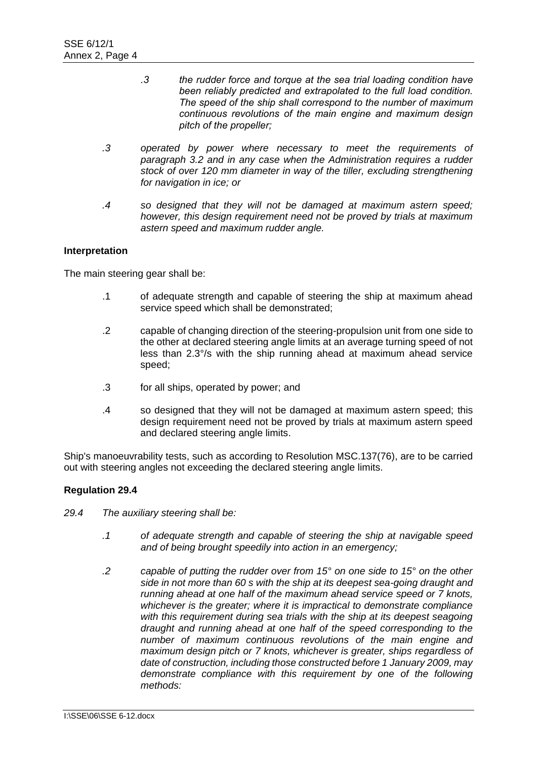*.3 the rudder force and torque at the sea trial loading condition have been reliably predicted and extrapolated to the full load condition. The speed of the ship shall correspond to the number of maximum continuous revolutions of the main engine and maximum design pitch of the propeller;*

*.3 operated by power where necessary to meet the requirements of paragraph 3.2 and in any case when the Administration requires a rudder stock of over 120 mm diameter in way of the tiller, excluding strengthening for navigation in ice; or*

*.4 so designed that they will not be damaged at maximum astern speed; however, this design requirement need not be proved by trials at maximum astern speed and maximum rudder angle.*

**Interpretation**

The main steering gear shall be:

.1 of adequate strength and capable of steering the ship at maximum ahead service speed which shall be demonstrated;

.2 capable of changing direction of the steering-propulsion unit from one side to the other at declared steering angle limits at an average turning speed of not less than 2.3°/s with the ship running ahead at maximum ahead service speed;

.3 for all ships, operated by power; and

.4 so designed that they will not be damaged at maximum astern speed; this design requirement need not be proved by trials at maximum astern speed and declared steering angle limits.

Ship's manoeuvrability tests, such as according to Resolution MSC.137(76), are to be carried out with steering angles not exceeding the declared steering angle limits.

**Regulation 29.4**

*29.4 The auxiliary steering shall be:*

*.1 of adequate strength and capable of steering the ship at navigable speed and of being brought speedily into action in an emergency;*

*.2 capable of putting the rudder over from 15° on one side to 15° on the other side in not more than 60 s with the ship at its deepest sea-going draught and running ahead at one half of the maximum ahead service speed or 7 knots, whichever is the greater; where it is impractical to demonstrate compliance with this requirement during sea trials with the ship at its deepest seagoing draught and running ahead at one half of the speed corresponding to the number of maximum continuous revolutions of the main engine and maximum design pitch or 7 knots, whichever is greater, ships regardless of date of construction, including those constructed before 1 January 2009, may demonstrate compliance with this requirement by one of the following methods:*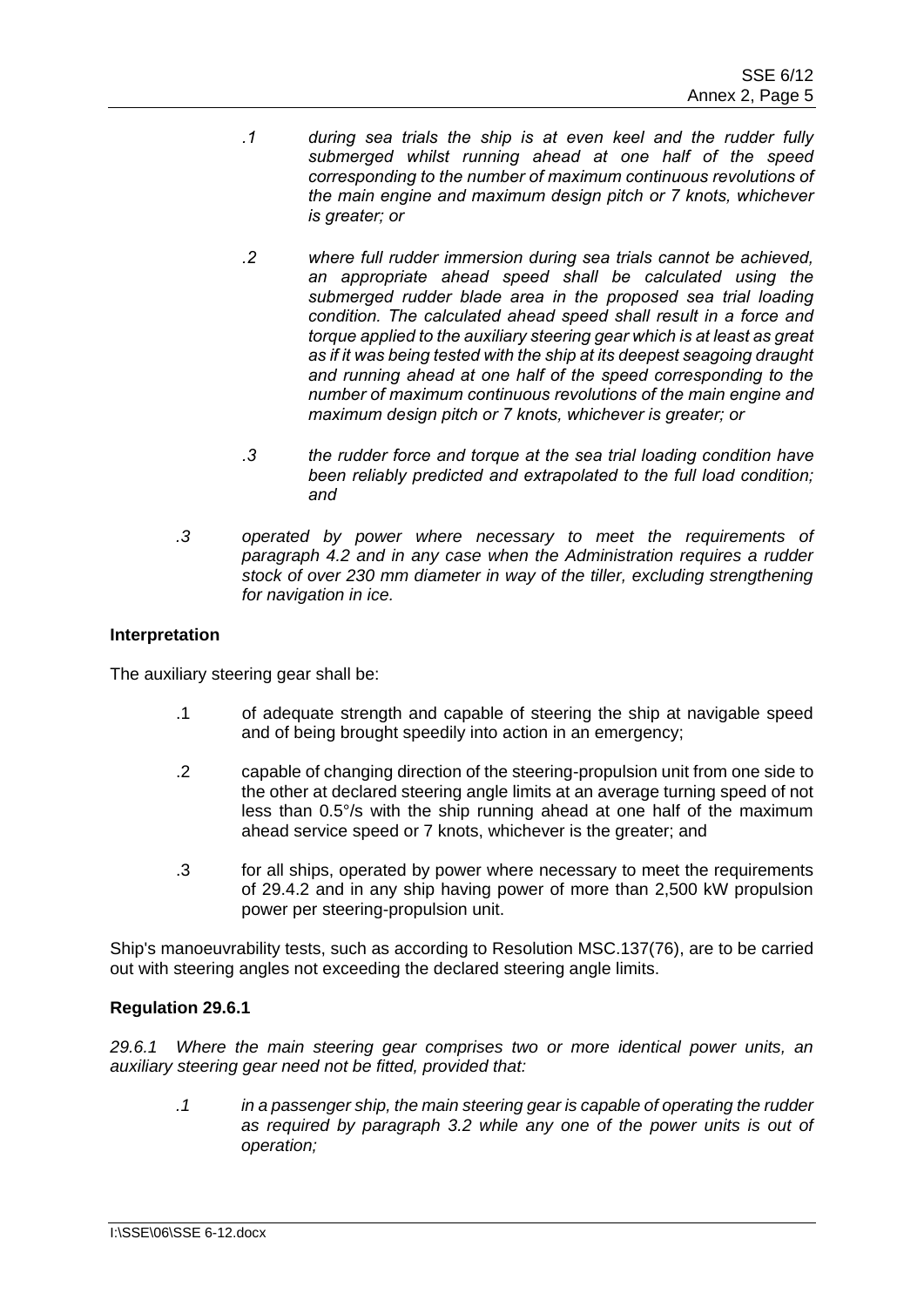*.1 during sea trials the ship is at even keel and the rudder fully submerged whilst running ahead at one half of the speed corresponding to the number of maximum continuous revolutions of the main engine and maximum design pitch or 7 knots, whichever is greater; or*

*.2 where full rudder immersion during sea trials cannot be achieved, an appropriate ahead speed shall be calculated using the submerged rudder blade area in the proposed sea trial loading condition. The calculated ahead speed shall result in a force and torque applied to the auxiliary steering gear which is at least as great as if it was being tested with the ship at its deepest seagoing draught and running ahead at one half of the speed corresponding to the number of maximum continuous revolutions of the main engine and maximum design pitch or 7 knots, whichever is greater; or*

*.3 the rudder force and torque at the sea trial loading condition have been reliably predicted and extrapolated to the full load condition; and*

*.3 operated by power where necessary to meet the requirements of paragraph 4.2 and in any case when the Administration requires a rudder stock of over 230 mm diameter in way of the tiller, excluding strengthening for navigation in ice.*

**Interpretation**

The auxiliary steering gear shall be:

.1 of adequate strength and capable of steering the ship at navigable speed and of being brought speedily into action in an emergency;

.2 capable of changing direction of the steering-propulsion unit from one side to the other at declared steering angle limits at an average turning speed of not less than 0.5°/s with the ship running ahead at one half of the maximum ahead service speed or 7 knots, whichever is the greater; and

.3 for all ships, operated by power where necessary to meet the requirements of 29.4.2 and in any ship having power of more than 2,500 kW propulsion power per steering-propulsion unit.

Ship's manoeuvrability tests, such as according to Resolution MSC.137(76), are to be carried out with steering angles not exceeding the declared steering angle limits.

**Regulation 29.6.1**

*29.6.1 Where the main steering gear comprises two or more identical power units, an auxiliary steering gear need not be fitted, provided that:*

*.1 in a passenger ship, the main steering gear is capable of operating the rudder as required by paragraph 3.2 while any one of the power units is out of operation;*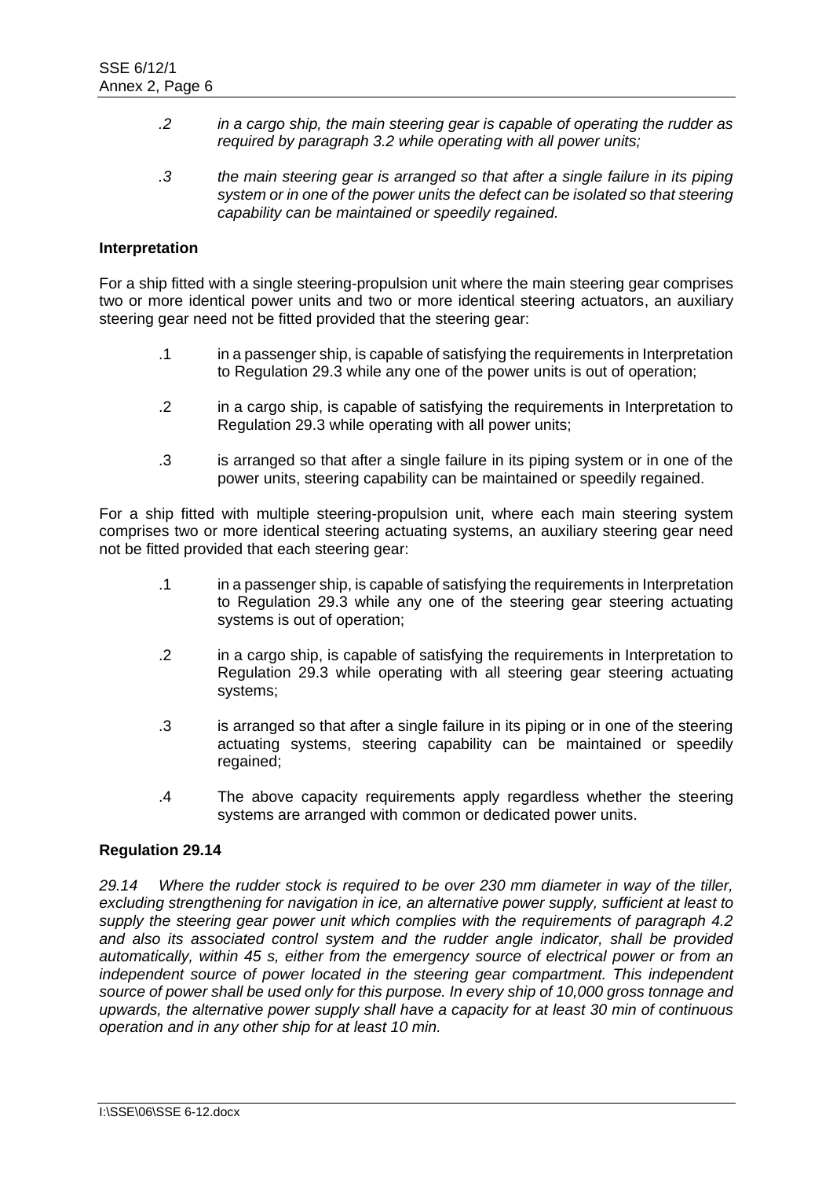*.2 in a cargo ship, the main steering gear is capable of operating the rudder as required by paragraph 3.2 while operating with all power units;*

*.3 the main steering gear is arranged so that after a single failure in its piping system or in one of the power units the defect can be isolated so that steering capability can be maintained or speedily regained.*

**Interpretation**

For a ship fitted with a single steering-propulsion unit where the main steering gear comprises two or more identical power units and two or more identical steering actuators, an auxiliary steering gear need not be fitted provided that the steering gear:

.1 in a passenger ship, is capable of satisfying the requirements in Interpretation to Regulation 29.3 while any one of the power units is out of operation;

.2 in a cargo ship, is capable of satisfying the requirements in Interpretation to Regulation 29.3 while operating with all power units;

.3 is arranged so that after a single failure in its piping system or in one of the power units, steering capability can be maintained or speedily regained.

For a ship fitted with multiple steering-propulsion unit, where each main steering system comprises two or more identical steering actuating systems, an auxiliary steering gear need not be fitted provided that each steering gear:

.1 in a passenger ship, is capable of satisfying the requirements in Interpretation to Regulation 29.3 while any one of the steering gear steering actuating systems is out of operation;

.2 in a cargo ship, is capable of satisfying the requirements in Interpretation to Regulation 29.3 while operating with all steering gear steering actuating systems;

.3 is arranged so that after a single failure in its piping or in one of the steering actuating systems, steering capability can be maintained or speedily regained;

.4 The above capacity requirements apply regardless whether the steering systems are arranged with common or dedicated power units.

**Regulation 29.14**

*29.14 Where the rudder stock is required to be over 230 mm diameter in way of the tiller, excluding strengthening for navigation in ice, an alternative power supply, sufficient at least to supply the steering gear power unit which complies with the requirements of paragraph 4.2 and also its associated control system and the rudder angle indicator, shall be provided automatically, within 45 s, either from the emergency source of electrical power or from an independent source of power located in the steering gear compartment. This independent source of power shall be used only for this purpose. In every ship of 10,000 gross tonnage and upwards, the alternative power supply shall have a capacity for at least 30 min of continuous operation and in any other ship for at least 10 min.*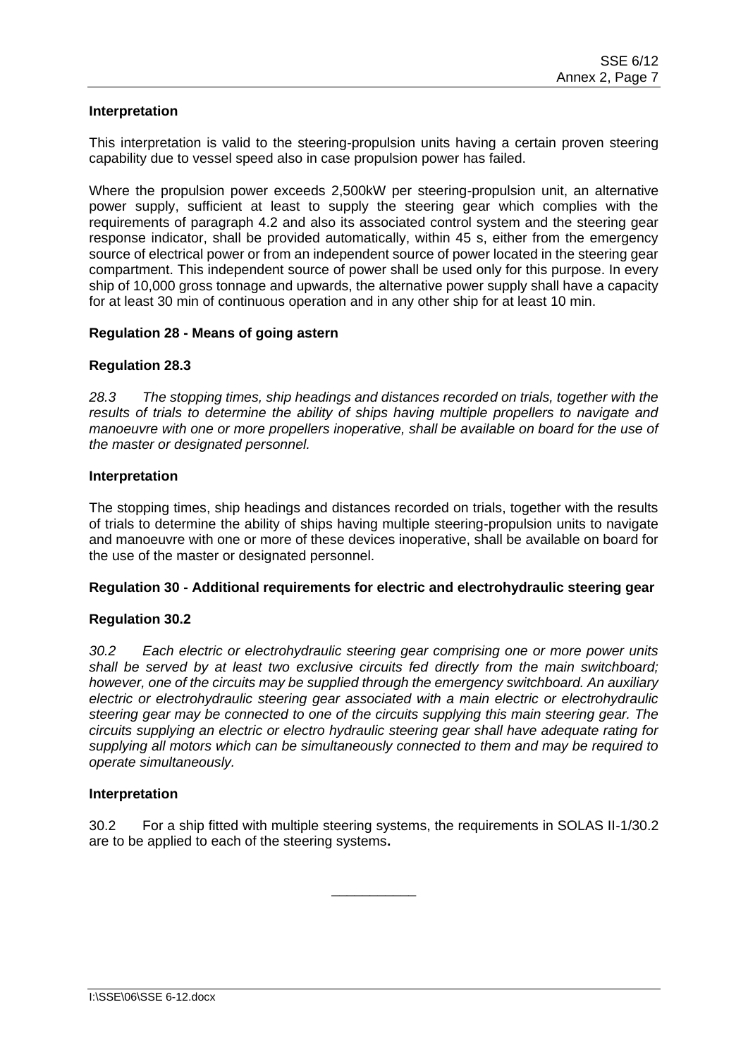**Interpretation**

This interpretation is valid to the steering-propulsion units having a certain proven steering capability due to vessel speed also in case propulsion power has failed.

Where the propulsion power exceeds 2,500kW per steering-propulsion unit, an alternative power supply, sufficient at least to supply the steering gear which complies with the requirements of paragraph 4.2 and also its associated control system and the steering gear response indicator, shall be provided automatically, within 45 s, either from the emergency source of electrical power or from an independent source of power located in the steering gear compartment. This independent source of power shall be used only for this purpose. In every ship of 10,000 gross tonnage and upwards, the alternative power supply shall have a capacity for at least 30 min of continuous operation and in any other ship for at least 10 min.

**Regulation 28 - Means of going astern**

**Regulation 28.3**

*28.3 The stopping times, ship headings and distances recorded on trials, together with the results of trials to determine the ability of ships having multiple propellers to navigate and manoeuvre with one or more propellers inoperative, shall be available on board for the use of the master or designated personnel.*

**Interpretation**

The stopping times, ship headings and distances recorded on trials, together with the results of trials to determine the ability of ships having multiple steering-propulsion units to navigate and manoeuvre with one or more of these devices inoperative, shall be available on board for the use of the master or designated personnel.

**Regulation 30 - Additional requirements for electric and electrohydraulic steering gear**

**Regulation 30.2**

*30.2 Each electric or electrohydraulic steering gear comprising one or more power units shall be served by at least two exclusive circuits fed directly from the main switchboard; however, one of the circuits may be supplied through the emergency switchboard. An auxiliary electric or electrohydraulic steering gear associated with a main electric or electrohydraulic steering gear may be connected to one of the circuits supplying this main steering gear. The circuits supplying an electric or electro hydraulic steering gear shall have adequate rating for supplying all motors which can be simultaneously connected to them and may be required to operate simultaneously.*

**Interpretation**

30.2 For a ship fitted with multiple steering systems, the requirements in SOLAS II-1/30.2 are to be applied to each of the steering systems**.**

___________